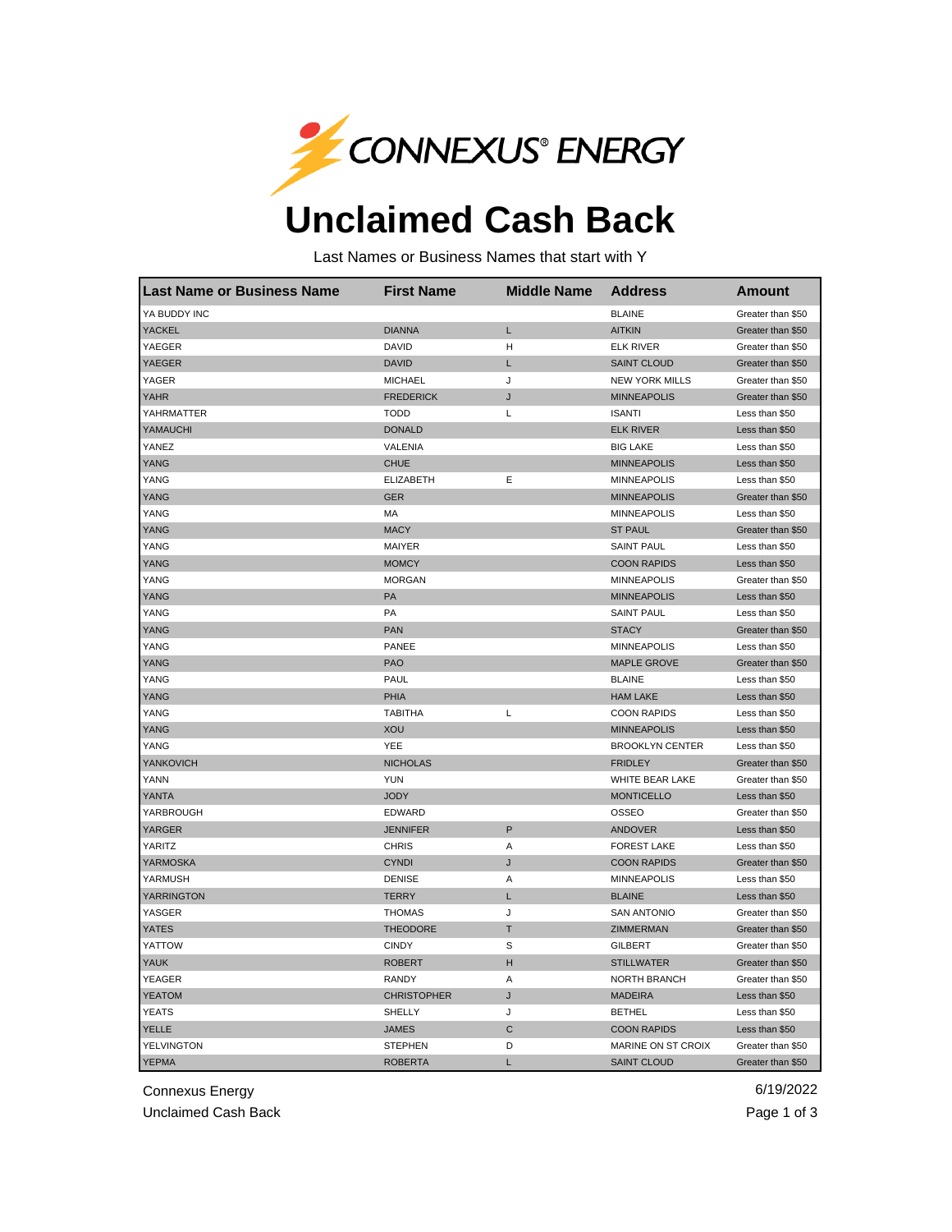CONNEXUS® ENERGY

# Unclaimed Cash Back

Last Names or Business Names that start with Y

| Last Name or Business Name | First Name | Middle Name | Address | Amount |
|---|---|---|---|---|
| YA BUDDY INC | | | BLAINE | Greater than $50 |
| YACKEL | DIANNA | L | AITKIN | Greater than $50 |
| YAEGER | DAVID | H | ELK RIVER | Greater than $50 |
| YAEGER | DAVID | L | SAINT CLOUD | Greater than $50 |
| YAGER | MICHAEL | J | NEW YORK MILLS | Greater than $50 |
| YAHR | FREDERICK | J | MINNEAPOLIS | Greater than $50 |
| YAHRMATTER | TODD | L | ISANTI | Less than $50 |
| YAMAUCHI | DONALD | | ELK RIVER | Less than $50 |
| YANEZ | VALENIA | | BIG LAKE | Less than $50 |
| YANG | CHUE | | MINNEAPOLIS | Less than $50 |
| YANG | ELIZABETH | E | MINNEAPOLIS | Less than $50 |
| YANG | GER | | MINNEAPOLIS | Greater than $50 |
| YANG | MA | | MINNEAPOLIS | Less than $50 |
| YANG | MACY | | ST PAUL | Greater than $50 |
| YANG | MAIYER | | SAINT PAUL | Less than $50 |
| YANG | MOMCY | | COON RAPIDS | Less than $50 |
| YANG | MORGAN | | MINNEAPOLIS | Greater than $50 |
| YANG | PA | | MINNEAPOLIS | Less than $50 |
| YANG | PA | | SAINT PAUL | Less than $50 |
| YANG | PAN | | STACY | Greater than $50 |
| YANG | PANEE | | MINNEAPOLIS | Less than $50 |
| YANG | PAO | | MAPLE GROVE | Greater than $50 |
| YANG | PAUL | | BLAINE | Less than $50 |
| YANG | PHIA | | HAM LAKE | Less than $50 |
| YANG | TABITHA | L | COON RAPIDS | Less than $50 |
| YANG | XOU | | MINNEAPOLIS | Less than $50 |
| YANG | YEE | | BROOKLYN CENTER | Less than $50 |
| YANKOVICH | NICHOLAS | | FRIDLEY | Greater than $50 |
| YANN | YUN | | WHITE BEAR LAKE | Greater than $50 |
| YANTA | JODY | | MONTICELLO | Less than $50 |
| YARBROUGH | EDWARD | | OSSEO | Greater than $50 |
| YARGER | JENNIFER | P | ANDOVER | Less than $50 |
| YARITZ | CHRIS | A | FOREST LAKE | Less than $50 |
| YARMOSKA | CYNDI | J | COON RAPIDS | Greater than $50 |
| YARMUSH | DENISE | A | MINNEAPOLIS | Less than $50 |
| YARRINGTON | TERRY | L | BLAINE | Less than $50 |
| YASGER | THOMAS | J | SAN ANTONIO | Greater than $50 |
| YATES | THEODORE | T | ZIMMERMAN | Greater than $50 |
| YATTOW | CINDY | S | GILBERT | Greater than $50 |
| YAUK | ROBERT | H | STILLWATER | Greater than $50 |
| YEAGER | RANDY | A | NORTH BRANCH | Greater than $50 |
| YEATOM | CHRISTOPHER | J | MADEIRA | Less than $50 |
| YEATS | SHELLY | J | BETHEL | Less than $50 |
| YELLE | JAMES | C | COON RAPIDS | Less than $50 |
| YELVINGTON | STEPHEN | D | MARINE ON ST CROIX | Greater than $50 |
| YEPMA | ROBERTA | L | SAINT CLOUD | Greater than $50 |

Connexus Energy
Unclaimed Cash Back

6/19/2022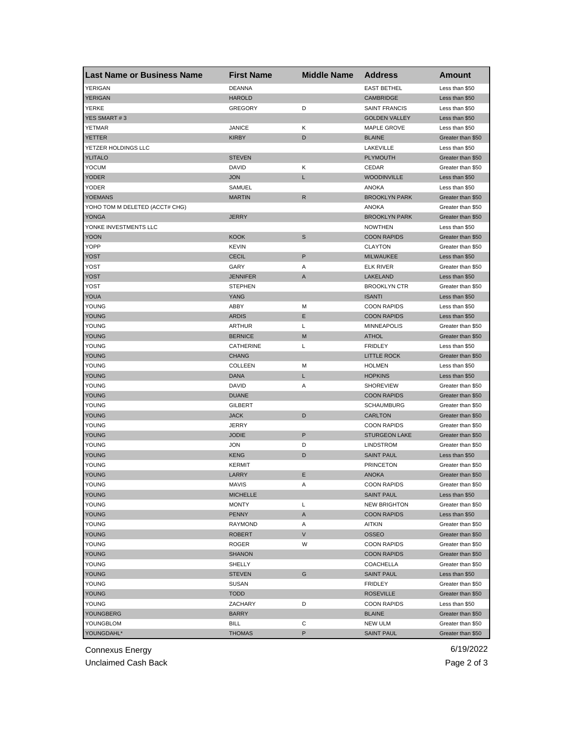| Last Name or Business Name | First Name | Middle Name | Address | Amount |
|---|---|---|---|---|
| YERIGAN | DEANNA | | EAST BETHEL | Less than $50 |
| YERIGAN | HAROLD | | CAMBRIDGE | Less than $50 |
| YERKE | GREGORY | D | SAINT FRANCIS | Less than $50 |
| YES SMART # 3 | | | GOLDEN VALLEY | Less than $50 |
| YETMAR | JANICE | K | MAPLE GROVE | Less than $50 |
| YETTER | KIRBY | D | BLAINE | Greater than $50 |
| YETZER HOLDINGS LLC | | | LAKEVILLE | Less than $50 |
| YLITALO | STEVEN | | PLYMOUTH | Greater than $50 |
| YOCUM | DAVID | K | CEDAR | Greater than $50 |
| YODER | JON | L | WOODINVILLE | Less than $50 |
| YODER | SAMUEL | | ANOKA | Less than $50 |
| YOEMANS | MARTIN | R | BROOKLYN PARK | Greater than $50 |
| YOHO TOM M DELETED (ACCT# CHG) | | | ANOKA | Greater than $50 |
| YONGA | JERRY | | BROOKLYN PARK | Greater than $50 |
| YONKE INVESTMENTS LLC | | | NOWTHEN | Less than $50 |
| YOON | KOOK | S | COON RAPIDS | Greater than $50 |
| YOPP | KEVIN | | CLAYTON | Greater than $50 |
| YOST | CECIL | P | MILWAUKEE | Less than $50 |
| YOST | GARY | A | ELK RIVER | Greater than $50 |
| YOST | JENNIFER | A | LAKELAND | Less than $50 |
| YOST | STEPHEN | | BROOKLYN CTR | Greater than $50 |
| YOUA | YANG | | ISANTI | Less than $50 |
| YOUNG | ABBY | M | COON RAPIDS | Less than $50 |
| YOUNG | ARDIS | E | COON RAPIDS | Less than $50 |
| YOUNG | ARTHUR | L | MINNEAPOLIS | Greater than $50 |
| YOUNG | BERNICE | M | ATHOL | Greater than $50 |
| YOUNG | CATHERINE | L | FRIDLEY | Less than $50 |
| YOUNG | CHANG | | LITTLE ROCK | Greater than $50 |
| YOUNG | COLLEEN | M | HOLMEN | Less than $50 |
| YOUNG | DANA | L | HOPKINS | Less than $50 |
| YOUNG | DAVID | A | SHOREVIEW | Greater than $50 |
| YOUNG | DUANE | | COON RAPIDS | Greater than $50 |
| YOUNG | GILBERT | | SCHAUMBURG | Greater than $50 |
| YOUNG | JACK | D | CARLTON | Greater than $50 |
| YOUNG | JERRY | | COON RAPIDS | Greater than $50 |
| YOUNG | JODIE | P | STURGEON LAKE | Greater than $50 |
| YOUNG | JON | D | LINDSTROM | Greater than $50 |
| YOUNG | KENG | D | SAINT PAUL | Less than $50 |
| YOUNG | KERMIT | | PRINCETON | Greater than $50 |
| YOUNG | LARRY | E | ANOKA | Greater than $50 |
| YOUNG | MAVIS | A | COON RAPIDS | Greater than $50 |
| YOUNG | MICHELLE | | SAINT PAUL | Less than $50 |
| YOUNG | MONTY | L | NEW BRIGHTON | Greater than $50 |
| YOUNG | PENNY | A | COON RAPIDS | Less than $50 |
| YOUNG | RAYMOND | A | AITKIN | Greater than $50 |
| YOUNG | ROBERT | V | OSSEO | Greater than $50 |
| YOUNG | ROGER | W | COON RAPIDS | Greater than $50 |
| YOUNG | SHANON | | COON RAPIDS | Greater than $50 |
| YOUNG | SHELLY | | COACHELLA | Greater than $50 |
| YOUNG | STEVEN | G | SAINT PAUL | Less than $50 |
| YOUNG | SUSAN | | FRIDLEY | Greater than $50 |
| YOUNG | TODD | | ROSEVILLE | Greater than $50 |
| YOUNG | ZACHARY | D | COON RAPIDS | Less than $50 |
| YOUNGBERG | BARRY | | BLAINE | Greater than $50 |
| YOUNGBLOM | BILL | C | NEW ULM | Greater than $50 |
| YOUNGDAHL* | THOMAS | P | SAINT PAUL | Greater than $50 |

Connexus Energy
Unclaimed Cash Back

6/19/2022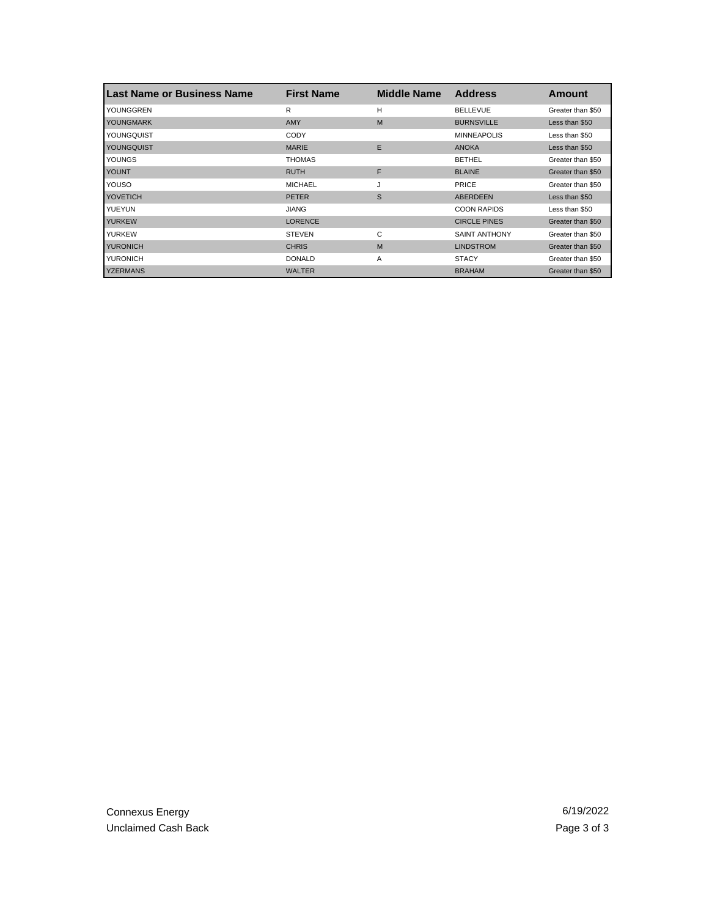| Last Name or Business Name | First Name | Middle Name | Address | Amount |
| --- | --- | --- | --- | --- |
| YOUNGGREN | R | H | BELLEVUE | Greater than $50 |
| YOUNGMARK | AMY | M | BURNSVILLE | Less than $50 |
| YOUNGQUIST | CODY | | MINNEAPOLIS | Less than $50 |
| YOUNGQUIST | MARIE | E | ANOKA | Less than $50 |
| YOUNGS | THOMAS | | BETHEL | Greater than $50 |
| YOUNT | RUTH | F | BLAINE | Greater than $50 |
| YOUSO | MICHAEL | J | PRICE | Greater than $50 |
| YOVETICH | PETER | S | ABERDEEN | Less than $50 |
| YUEYUN | JIANG | | COON RAPIDS | Less than $50 |
| YURKEW | LORENCE | | CIRCLE PINES | Greater than $50 |
| YURKEW | STEVEN | C | SAINT ANTHONY | Greater than $50 |
| YURONICH | CHRIS | M | LINDSTROM | Greater than $50 |
| YURONICH | DONALD | A | STACY | Greater than $50 |
| YZERMANS | WALTER | | BRAHAM | Greater than $50 |